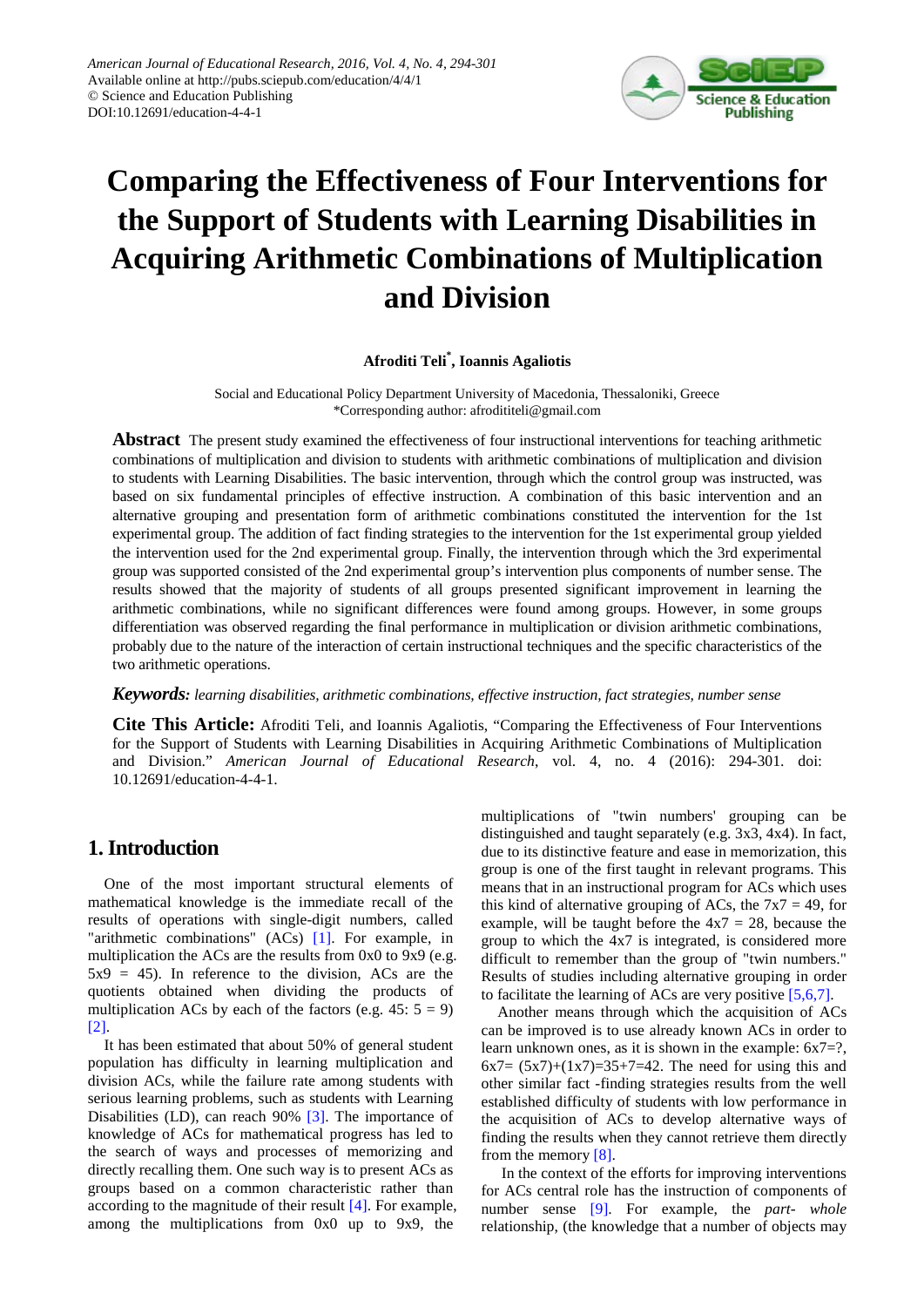# Comparing the Effectiveness of Four Interventions for the Support of Students with Learning Disabilities in Acquiring Arithmetic Combinations of Multiplication and Division

**Afroditi Teli*, Ioannis Agaliotis**

Social and Educational Policy Department University of Macedonia, Thessaloniki, Greece
*Corresponding author: afroditeli@gmail.com

**Abstract** The present study examined the effectiveness of four instructional interventions for teaching arithmetic combinations of multiplication and division to students with arithmetic combinations of multiplication and division to students with Learning Disabilities. The basic intervention, through which the control group was instructed, was based on six fundamental principles of effective instruction. A combination of this basic intervention and an alternative grouping and presentation form of arithmetic combinations constituted the intervention for the 1st experimental group. The addition of fact finding strategies to the intervention for the 1st experimental group yielded the intervention used for the 2nd experimental group. Finally, the intervention through which the 3rd experimental group was supported consisted of the 2nd experimental group's intervention plus components of number sense. The results showed that the majority of students of all groups presented significant improvement in learning the arithmetic combinations, while no significant differences were found among groups. However, in some groups differentiation was observed regarding the final performance in multiplication or division arithmetic combinations, probably due to the nature of the interaction of certain instructional techniques and the specific characteristics of the two arithmetic operations.

***Keywords:*** *learning disabilities, arithmetic combinations, effective instruction, fact strategies, number sense*

**Cite This Article:** Afroditi Teli, and Ioannis Agaliotis, "Comparing the Effectiveness of Four Interventions for the Support of Students with Learning Disabilities in Acquiring Arithmetic Combinations of Multiplication and Division." *American Journal of Educational Research*, vol. 4, no. 4 (2016): 294-301. doi: 10.12691/education-4-4-1.

## 1. Introduction

One of the most important structural elements of mathematical knowledge is the immediate recall of the results of operations with single-digit numbers, called "arithmetic combinations" (ACs) [1]. For example, in multiplication the ACs are the results from 0x0 to 9x9 (e.g. 5x9 = 45). In reference to the division, ACs are the quotients obtained when dividing the products of multiplication ACs by each of the factors (e.g. 45: 5 = 9) [2].

It has been estimated that about 50% of general student population has difficulty in learning multiplication and division ACs, while the failure rate among students with serious learning problems, such as students with Learning Disabilities (LD), can reach 90% [3]. The importance of knowledge of ACs for mathematical progress has led to the search of ways and processes of memorizing and directly recalling them. One such way is to present ACs as groups based on a common characteristic rather than according to the magnitude of their result [4]. For example, among the multiplications from 0x0 up to 9x9, the multiplications of "twin numbers' grouping can be distinguished and taught separately (e.g. 3x3, 4x4). In fact, due to its distinctive feature and ease in memorization, this group is one of the first taught in relevant programs. This means that in an instructional program for ACs which uses this kind of alternative grouping of ACs, the 7x7 = 49, for example, will be taught before the 4x7 = 28, because the group to which the 4x7 is integrated, is considered more difficult to remember than the group of "twin numbers." Results of studies including alternative grouping in order to facilitate the learning of ACs are very positive [5,6,7].

Another means through which the acquisition of ACs can be improved is to use already known ACs in order to learn unknown ones, as it is shown in the example: 6x7=?, 6x7= (5x7)+(1x7)=35+7=42. The need for using this and other similar fact -finding strategies results from the well established difficulty of students with low performance in the acquisition of ACs to develop alternative ways of finding the results when they cannot retrieve them directly from the memory [8].

In the context of the efforts for improving interventions for ACs central role has the instruction of components of number sense [9]. For example, the *part- whole* relationship, (the knowledge that a number of objects may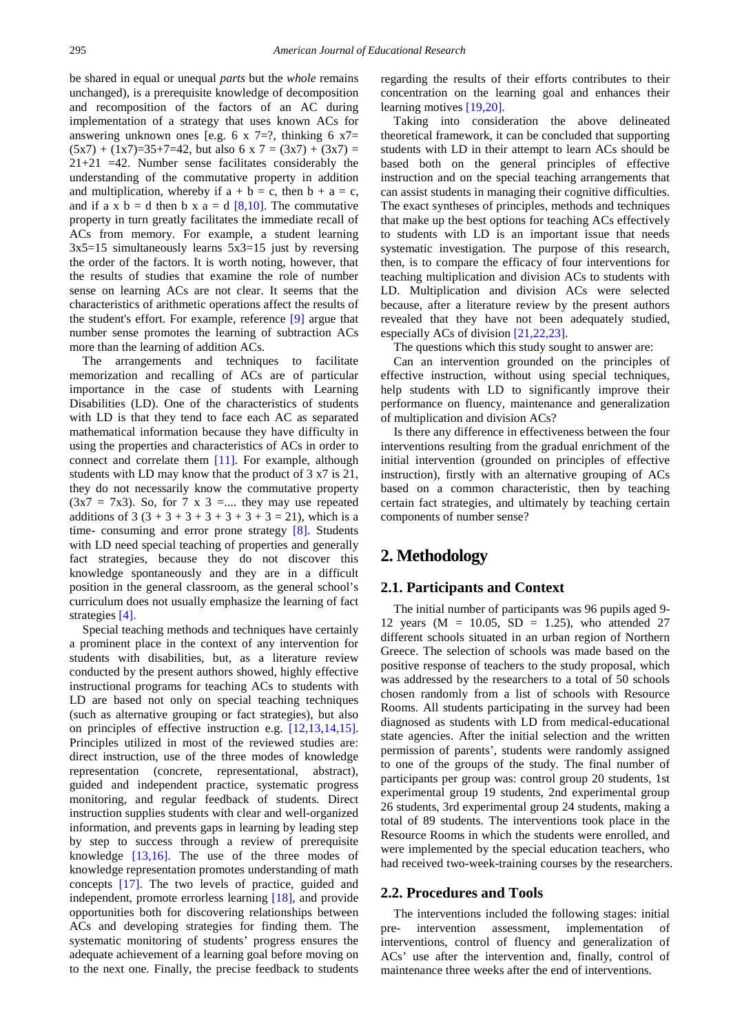be shared in equal or unequal *parts* but the *whole* remains unchanged), is a prerequisite knowledge of decomposition and recomposition of the factors of an AC during implementation of a strategy that uses known ACs for answering unknown ones [e.g. 6 x 7=?, thinking 6 x7= (5x7) + (1x7)=35+7=42, but also 6 x 7 = (3x7) + (3x7) = 21+21 =42. Number sense facilitates considerably the understanding of the commutative property in addition and multiplication, whereby if a + b = c, then b + a = c, and if a x b = d then b x a = d [8,10]. The commutative property in turn greatly facilitates the immediate recall of ACs from memory. For example, a student learning 3x5=15 simultaneously learns 5x3=15 just by reversing the order of the factors. It is worth noting, however, that the results of studies that examine the role of number sense on learning ACs are not clear. It seems that the characteristics of arithmetic operations affect the results of the student's effort. For example, reference [9] argue that number sense promotes the learning of subtraction ACs more than the learning of addition ACs.

The arrangements and techniques to facilitate memorization and recalling of ACs are of particular importance in the case of students with Learning Disabilities (LD). One of the characteristics of students with LD is that they tend to face each AC as separated mathematical information because they have difficulty in using the properties and characteristics of ACs in order to connect and correlate them [11]. For example, although students with LD may know that the product of 3 x7 is 21, they do not necessarily know the commutative property (3x7 = 7x3). So, for 7 x 3 =.... they may use repeated additions of 3 (3 + 3 + 3 + 3 + 3 + 3 + 3 = 21), which is a time- consuming and error prone strategy [8]. Students with LD need special teaching of properties and generally fact strategies, because they do not discover this knowledge spontaneously and they are in a difficult position in the general classroom, as the general school's curriculum does not usually emphasize the learning of fact strategies [4].

Special teaching methods and techniques have certainly a prominent place in the context of any intervention for students with disabilities, but, as a literature review conducted by the present authors showed, highly effective instructional programs for teaching ACs to students with LD are based not only on special teaching techniques (such as alternative grouping or fact strategies), but also on principles of effective instruction e.g. [12,13,14,15]. Principles utilized in most of the reviewed studies are: direct instruction, use of the three modes of knowledge representation (concrete, representational, abstract), guided and independent practice, systematic progress monitoring, and regular feedback of students. Direct instruction supplies students with clear and well-organized information, and prevents gaps in learning by leading step by step to success through a review of prerequisite knowledge [13,16]. The use of the three modes of knowledge representation promotes understanding of math concepts [17]. The two levels of practice, guided and independent, promote errorless learning [18], and provide opportunities both for discovering relationships between ACs and developing strategies for finding them. The systematic monitoring of students' progress ensures the adequate achievement of a learning goal before moving on to the next one. Finally, the precise feedback to students regarding the results of their efforts contributes to their concentration on the learning goal and enhances their learning motives [19,20].

Taking into consideration the above delineated theoretical framework, it can be concluded that supporting students with LD in their attempt to learn ACs should be based both on the general principles of effective instruction and on the special teaching arrangements that can assist students in managing their cognitive difficulties. The exact syntheses of principles, methods and techniques that make up the best options for teaching ACs effectively to students with LD is an important issue that needs systematic investigation. The purpose of this research, then, is to compare the efficacy of four interventions for teaching multiplication and division ACs to students with LD. Multiplication and division ACs were selected because, after a literature review by the present authors revealed that they have not been adequately studied, especially ACs of division [21,22,23].

The questions which this study sought to answer are:

Can an intervention grounded on the principles of effective instruction, without using special techniques, help students with LD to significantly improve their performance on fluency, maintenance and generalization of multiplication and division ACs?

Is there any difference in effectiveness between the four interventions resulting from the gradual enrichment of the initial intervention (grounded on principles of effective instruction), firstly with an alternative grouping of ACs based on a common characteristic, then by teaching certain fact strategies, and ultimately by teaching certain components of number sense?

## 2. Methodology

### 2.1. Participants and Context

The initial number of participants was 96 pupils aged 9-12 years (M = 10.05, SD = 1.25), who attended 27 different schools situated in an urban region of Northern Greece. The selection of schools was made based on the positive response of teachers to the study proposal, which was addressed by the researchers to a total of 50 schools chosen randomly from a list of schools with Resource Rooms. All students participating in the survey had been diagnosed as students with LD from medical-educational state agencies. After the initial selection and the written permission of parents', students were randomly assigned to one of the groups of the study. The final number of participants per group was: control group 20 students, 1st experimental group 19 students, 2nd experimental group 26 students, 3rd experimental group 24 students, making a total of 89 students. The interventions took place in the Resource Rooms in which the students were enrolled, and were implemented by the special education teachers, who had received two-week-training courses by the researchers.

### 2.2. Procedures and Tools

The interventions included the following stages: initial pre- intervention assessment, implementation of interventions, control of fluency and generalization of ACs' use after the intervention and, finally, control of maintenance three weeks after the end of interventions.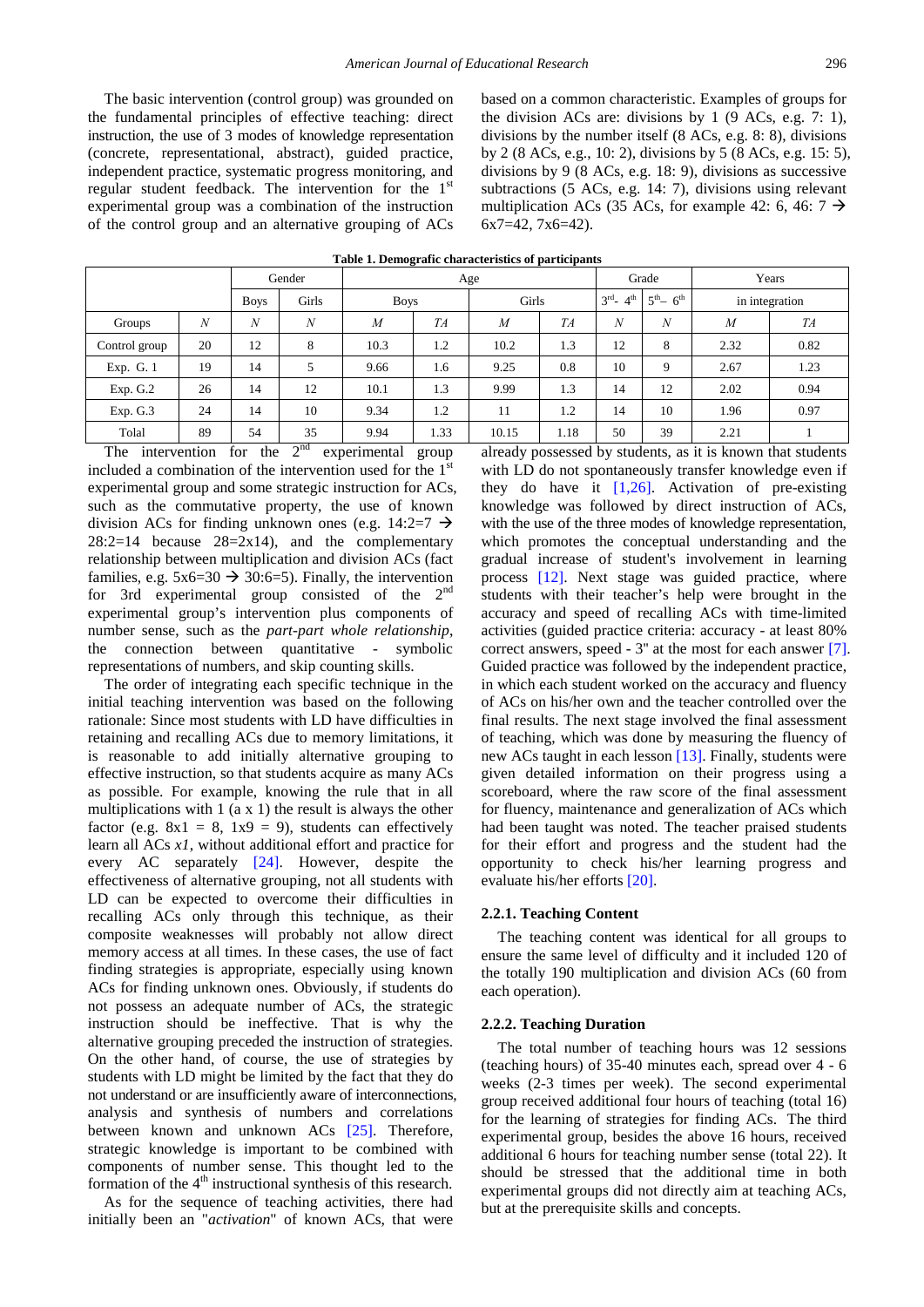The basic intervention (control group) was grounded on the fundamental principles of effective teaching: direct instruction, the use of 3 modes of knowledge representation (concrete, representational, abstract), guided practice, independent practice, systematic progress monitoring, and regular student feedback. The intervention for the 1st experimental group was a combination of the instruction of the control group and an alternative grouping of ACs based on a common characteristic. Examples of groups for the division ACs are: divisions by 1 (9 ACs, e.g. 7: 1), divisions by the number itself (8 ACs, e.g. 8: 8), divisions by 2 (8 ACs, e.g., 10: 2), divisions by 5 (8 ACs, e.g. 15: 5), divisions by 9 (8 ACs, e.g. 18: 9), divisions as successive subtractions (5 ACs, e.g. 14: 7), divisions using relevant multiplication ACs (35 ACs, for example 42: 6, 46: 7 → 6x7=42, 7x6=42).

**Table 1. Demografic characteristics of participants**

| | | Gender | | Age | | | | Grade | | Years | |
|---|---|---|---|---|---|---|---|---|---|---|---|
| | | Boys | Girls | Boys | | Girls | | 3rd- 4th | 5th– 6th | in integration | |
| Groups | N | N | N | M | TA | M | TA | N | N | M | TA |
| Control group | 20 | 12 | 8 | 10.3 | 1.2 | 10.2 | 1.3 | 12 | 8 | 2.32 | 0.82 |
| Exp. G. 1 | 19 | 14 | 5 | 9.66 | 1.6 | 9.25 | 0.8 | 10 | 9 | 2.67 | 1.23 |
| Exp. G.2 | 26 | 14 | 12 | 10.1 | 1.3 | 9.99 | 1.3 | 14 | 12 | 2.02 | 0.94 |
| Exp. G.3 | 24 | 14 | 10 | 9.34 | 1.2 | 11 | 1.2 | 14 | 10 | 1.96 | 0.97 |
| Tolal | 89 | 54 | 35 | 9.94 | 1.33 | 10.15 | 1.18 | 50 | 39 | 2.21 | 1 |

The intervention for the 2nd experimental group included a combination of the intervention used for the 1st experimental group and some strategic instruction for ACs, such as the commutative property, the use of known division ACs for finding unknown ones (e.g. 14:2=7 → 28:2=14 because 28=2x14), and the complementary relationship between multiplication and division ACs (fact families, e.g. 5x6=30 → 30:6=5). Finally, the intervention for 3rd experimental group consisted of the 2nd experimental group's intervention plus components of number sense, such as the *part-part whole relationship*, the connection between quantitative - symbolic representations of numbers, and skip counting skills.

The order of integrating each specific technique in the initial teaching intervention was based on the following rationale: Since most students with LD have difficulties in retaining and recalling ACs due to memory limitations, it is reasonable to add initially alternative grouping to effective instruction, so that students acquire as many ACs as possible. For example, knowing the rule that in all multiplications with 1 (a x 1) the result is always the other factor (e.g. 8x1 = 8, 1x9 = 9), students can effectively learn all ACs *x1*, without additional effort and practice for every AC separately [24]. However, despite the effectiveness of alternative grouping, not all students with LD can be expected to overcome their difficulties in recalling ACs only through this technique, as their composite weaknesses will probably not allow direct memory access at all times. In these cases, the use of fact finding strategies is appropriate, especially using known ACs for finding unknown ones. Obviously, if students do not possess an adequate number of ACs, the strategic instruction should be ineffective. That is why the alternative grouping preceded the instruction of strategies. On the other hand, of course, the use of strategies by students with LD might be limited by the fact that they do not understand or are insufficiently aware of interconnections, analysis and synthesis of numbers and correlations between known and unknown ACs [25]. Therefore, strategic knowledge is important to be combined with components of number sense. This thought led to the formation of the 4th instructional synthesis of this research.

As for the sequence of teaching activities, there had initially been an "*activation*" of known ACs, that were already possessed by students, as it is known that students with LD do not spontaneously transfer knowledge even if they do have it [1,26]. Activation of pre-existing knowledge was followed by direct instruction of ACs, with the use of the three modes of knowledge representation, which promotes the conceptual understanding and the gradual increase of student's involvement in learning process [12]. Next stage was guided practice, where students with their teacher's help were brought in the accuracy and speed of recalling ACs with time-limited activities (guided practice criteria: accuracy - at least 80% correct answers, speed - 3" at the most for each answer [7]. Guided practice was followed by the independent practice, in which each student worked on the accuracy and fluency of ACs on his/her own and the teacher controlled over the final results. The next stage involved the final assessment of teaching, which was done by measuring the fluency of new ACs taught in each lesson [13]. Finally, students were given detailed information on their progress using a scoreboard, where the raw score of the final assessment for fluency, maintenance and generalization of ACs which had been taught was noted. The teacher praised students for their effort and progress and the student had the opportunity to check his/her learning progress and evaluate his/her efforts [20].

#### 2.2.1. Teaching Content

The teaching content was identical for all groups to ensure the same level of difficulty and it included 120 of the totally 190 multiplication and division ACs (60 from each operation).

#### 2.2.2. Teaching Duration

The total number of teaching hours was 12 sessions (teaching hours) of 35-40 minutes each, spread over 4 - 6 weeks (2-3 times per week). The second experimental group received additional four hours of teaching (total 16) for the learning of strategies for finding ACs. The third experimental group, besides the above 16 hours, received additional 6 hours for teaching number sense (total 22). It should be stressed that the additional time in both experimental groups did not directly aim at teaching ACs, but at the prerequisite skills and concepts.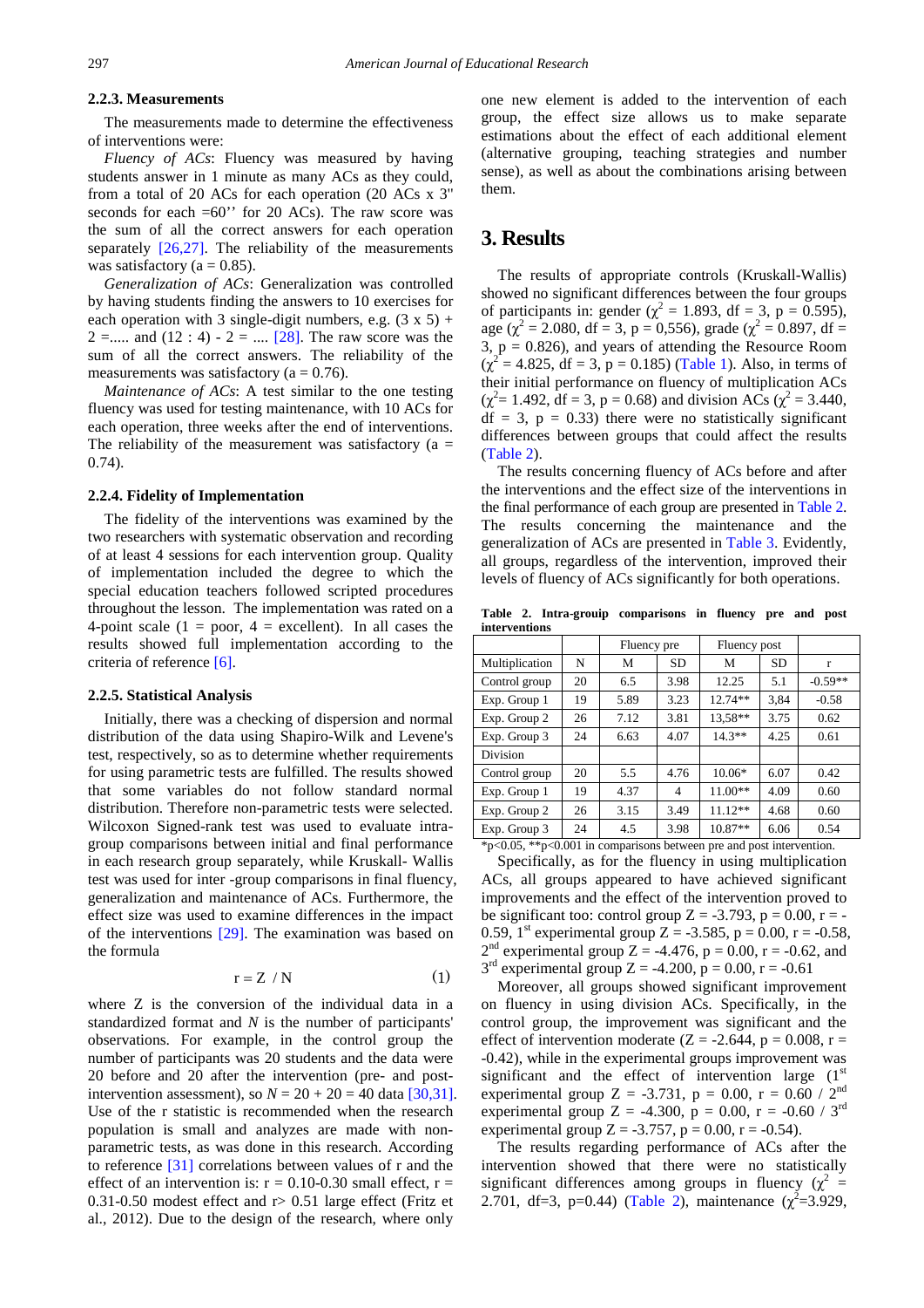#### 2.2.3. Measurements

The measurements made to determine the effectiveness of interventions were:

*Fluency of ACs*: Fluency was measured by having students answer in 1 minute as many ACs as they could, from a total of 20 ACs for each operation (20 ACs x 3" seconds for each =60'' for 20 ACs). The raw score was the sum of all the correct answers for each operation separately [26,27]. The reliability of the measurements was satisfactory (a = 0.85).

*Generalization of ACs*: Generalization was controlled by having students finding the answers to 10 exercises for each operation with 3 single-digit numbers, e.g. (3 x 5) + 2 =..... and (12 : 4) - 2 = .... [28]. The raw score was the sum of all the correct answers. The reliability of the measurements was satisfactory (a = 0.76).

*Maintenance of ACs*: A test similar to the one testing fluency was used for testing maintenance, with 10 ACs for each operation, three weeks after the end of interventions. The reliability of the measurement was satisfactory (a = 0.74).

#### 2.2.4. Fidelity of Implementation

The fidelity of the interventions was examined by the two researchers with systematic observation and recording of at least 4 sessions for each intervention group. Quality of implementation included the degree to which the special education teachers followed scripted procedures throughout the lesson. The implementation was rated on a 4-point scale (1 = poor, 4 = excellent). In all cases the results showed full implementation according to the criteria of reference [6].

#### 2.2.5. Statistical Analysis

Initially, there was a checking of dispersion and normal distribution of the data using Shapiro-Wilk and Levene's test, respectively, so as to determine whether requirements for using parametric tests are fulfilled. The results showed that some variables do not follow standard normal distribution. Therefore non-parametric tests were selected. Wilcoxon Signed-rank test was used to evaluate intra-group comparisons between initial and final performance in each research group separately, while Kruskall- Wallis test was used for inter -group comparisons in final fluency, generalization and maintenance of ACs. Furthermore, the effect size was used to examine differences in the impact of the interventions [29]. The examination was based on the formula

$$r = Z \ / \ N \tag{1}$$

where Z is the conversion of the individual data in a standardized format and *N* is the number of participants' observations. For example, in the control group the number of participants was 20 students and the data were 20 before and 20 after the intervention (pre- and post-intervention assessment), so $N = 20 + 20 = 40$ data [30,31]. Use of the r statistic is recommended when the research population is small and analyzes are made with non-parametric tests, as was done in this research. According to reference [31] correlations between values of r and the effect of an intervention is: r = 0.10-0.30 small effect, r = 0.31-0.50 modest effect and r> 0.51 large effect (Fritz et al., 2012). Due to the design of the research, where only one new element is added to the intervention of each group, the effect size allows us to make separate estimations about the effect of each additional element (alternative grouping, teaching strategies and number sense), as well as about the combinations arising between them.

## 3. Results

The results of appropriate controls (Kruskall-Wallis) showed no significant differences between the four groups of participants in: gender ($\chi^2$ = 1.893, df = 3, p = 0.595), age ($\chi^2$ = 2.080, df = 3, p = 0,556), grade ($\chi^2$ = 0.897, df = 3, p = 0.826), and years of attending the Resource Room ($\chi^2$ = 4.825, df = 3, p = 0.185) (Table 1). Also, in terms of their initial performance on fluency of multiplication ACs ($\chi^2$= 1.492, df = 3, p = 0.68) and division ACs ($\chi^2$ = 3.440, df = 3, p = 0.33) there were no statistically significant differences between groups that could affect the results (Table 2).

The results concerning fluency of ACs before and after the interventions and the effect size of the interventions in the final performance of each group are presented in Table 2. The results concerning the maintenance and the generalization of ACs are presented in Table 3. Evidently, all groups, regardless of the intervention, improved their levels of fluency of ACs significantly for both operations.

**Table 2. Intra-groiup comparisons in fluency pre and post interventions**

| | | Fluency pre | | Fluency post | | |
|---|---|---|---|---|---|---|
| Multiplication | N | M | SD | M | SD | r |
| Control group | 20 | 6.5 | 3.98 | 12.25 | 5.1 | -0.59** |
| Exp. Group 1 | 19 | 5.89 | 3.23 | 12.74** | 3,84 | -0.58 |
| Exp. Group 2 | 26 | 7.12 | 3.81 | 13,58** | 3.75 | 0.62 |
| Exp. Group 3 | 24 | 6.63 | 4.07 | 14.3** | 4.25 | 0.61 |
| Division | | | | | | |
| Control group | 20 | 5.5 | 4.76 | 10.06* | 6.07 | 0.42 |
| Exp. Group 1 | 19 | 4.37 | 4 | 11.00** | 4.09 | 0.60 |
| Exp. Group 2 | 26 | 3.15 | 3.49 | 11.12** | 4.68 | 0.60 |
| Exp. Group 3 | 24 | 4.5 | 3.98 | 10.87** | 6.06 | 0.54 |

*p<0.05, **p<0.001 in comparisons between pre and post intervention.

Specifically, as for the fluency in using multiplication ACs, all groups appeared to have achieved significant improvements and the effect of the intervention proved to be significant too: control group Z = -3.793, p = 0.00, r = -0.59, 1st experimental group Z = -3.585, p = 0.00, r = -0.58, 2nd experimental group Z = -4.476, p = 0.00, r = -0.62, and 3rd experimental group Z = -4.200, p = 0.00, r = -0.61

Moreover, all groups showed significant improvement on fluency in using division ACs. Specifically, in the control group, the improvement was significant and the effect of intervention moderate (Z = -2.644, p = 0.008, r = -0.42), while in the experimental groups improvement was significant and the effect of intervention large (1st experimental group Z = -3.731, p = 0.00, r = 0.60 / 2nd experimental group Z = -4.300, p = 0.00, r = -0.60 / 3rd experimental group Z = -3.757, p = 0.00, r = -0.54).

The results regarding performance of ACs after the intervention showed that there were no statistically significant differences among groups in fluency ($\chi^2$ = 2.701, df=3, p=0.44) (Table 2), maintenance ($\chi^2$=3.929,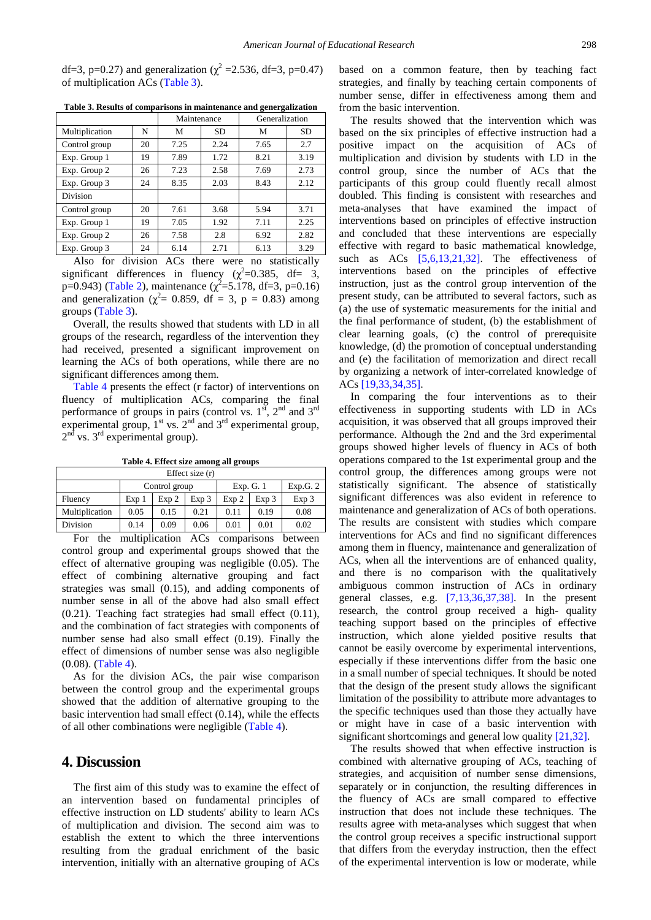df=3, p=0.27) and generalization ($\chi^2$ =2.536, df=3, p=0.47) of multiplication ACs (Table 3).

**Table 3. Results of comparisons in maintenance and genergalization**

| | | Maintenance | | Generalization | |
|---|---|---|---|---|---|
| Multiplication | N | M | SD | M | SD |
| Control group | 20 | 7.25 | 2.24 | 7.65 | 2.7 |
| Exp. Group 1 | 19 | 7.89 | 1.72 | 8.21 | 3.19 |
| Exp. Group 2 | 26 | 7.23 | 2.58 | 7.69 | 2.73 |
| Exp. Group 3 | 24 | 8.35 | 2.03 | 8.43 | 2.12 |
| Division | | | | | |
| Control group | 20 | 7.61 | 3.68 | 5.94 | 3.71 |
| Exp. Group 1 | 19 | 7.05 | 1.92 | 7.11 | 2.25 |
| Exp. Group 2 | 26 | 7.58 | 2.8 | 6.92 | 2.82 |
| Exp. Group 3 | 24 | 6.14 | 2.71 | 6.13 | 3.29 |

Also for division ACs there were no statistically significant differences in fluency ($\chi^2$=0.385, df= 3, p=0.943) (Table 2), maintenance ($\chi^2$=5.178, df=3, p=0.16) and generalization ($\chi^2$= 0.859, df = 3, p = 0.83) among groups (Table 3).

Overall, the results showed that students with LD in all groups of the research, regardless of the intervention they had received, presented a significant improvement on learning the ACs of both operations, while there are no significant differences among them.

Table 4 presents the effect (r factor) of interventions on fluency of multiplication ACs, comparing the final performance of groups in pairs (control vs. 1st, 2nd and 3rd experimental group, 1st vs. 2nd and 3rd experimental group, 2nd vs. 3rd experimental group).

**Table 4. Effect size among all groups**

| Effect size (r) | | | | | | |
|---|---|---|---|---|---|---|
| | Control group | | | Exp. G. 1 | | Exp.G. 2 |
| Fluency | Exp 1 | Exp 2 | Exp 3 | Exp 2 | Exp 3 | Exp 3 |
| Multiplication | 0.05 | 0.15 | 0.21 | 0.11 | 0.19 | 0.08 |
| Division | 0.14 | 0.09 | 0.06 | 0.01 | 0.01 | 0.02 |

For the multiplication ACs comparisons between control group and experimental groups showed that the effect of alternative grouping was negligible (0.05). The effect of combining alternative grouping and fact strategies was small (0.15), and adding components of number sense in all of the above had also small effect (0.21). Teaching fact strategies had small effect (0.11), and the combination of fact strategies with components of number sense had also small effect (0.19). Finally the effect of dimensions of number sense was also negligible (0.08). (Table 4).

As for the division ACs, the pair wise comparison between the control group and the experimental groups showed that the addition of alternative grouping to the basic intervention had small effect (0.14), while the effects of all other combinations were negligible (Table 4).

## 4. Discussion

The first aim of this study was to examine the effect of an intervention based on fundamental principles of effective instruction on LD students' ability to learn ACs of multiplication and division. The second aim was to establish the extent to which the three interventions resulting from the gradual enrichment of the basic intervention, initially with an alternative grouping of ACs based on a common feature, then by teaching fact strategies, and finally by teaching certain components of number sense, differ in effectiveness among them and from the basic intervention.

The results showed that the intervention which was based on the six principles of effective instruction had a positive impact on the acquisition of ACs of multiplication and division by students with LD in the control group, since the number of ACs that the participants of this group could fluently recall almost doubled. This finding is consistent with researches and meta-analyses that have examined the impact of interventions based on principles of effective instruction and concluded that these interventions are especially effective with regard to basic mathematical knowledge, such as ACs [5,6,13,21,32]. The effectiveness of interventions based on the principles of effective instruction, just as the control group intervention of the present study, can be attributed to several factors, such as (a) the use of systematic measurements for the initial and the final performance of student, (b) the establishment of clear learning goals, (c) the control of prerequisite knowledge, (d) the promotion of conceptual understanding and (e) the facilitation of memorization and direct recall by organizing a network of inter-correlated knowledge of ACs [19,33,34,35].

In comparing the four interventions as to their effectiveness in supporting students with LD in ACs acquisition, it was observed that all groups improved their performance. Although the 2nd and the 3rd experimental groups showed higher levels of fluency in ACs of both operations compared to the 1st experimental group and the control group, the differences among groups were not statistically significant. The absence of statistically significant differences was also evident in reference to maintenance and generalization of ACs of both operations. The results are consistent with studies which compare interventions for ACs and find no significant differences among them in fluency, maintenance and generalization of ACs, when all the interventions are of enhanced quality, and there is no comparison with the qualitatively ambiguous common instruction of ACs in ordinary general classes, e.g. [7,13,36,37,38]. In the present research, the control group received a high- quality teaching support based on the principles of effective instruction, which alone yielded positive results that cannot be easily overcome by experimental interventions, especially if these interventions differ from the basic one in a small number of special techniques. It should be noted that the design of the present study allows the significant limitation of the possibility to attribute more advantages to the specific techniques used than those they actually have or might have in case of a basic intervention with significant shortcomings and general low quality [21,32].

The results showed that when effective instruction is combined with alternative grouping of ACs, teaching of strategies, and acquisition of number sense dimensions, separately or in conjunction, the resulting differences in the fluency of ACs are small compared to effective instruction that does not include these techniques. The results agree with meta-analyses which suggest that when the control group receives a specific instructional support that differs from the everyday instruction, then the effect of the experimental intervention is low or moderate, while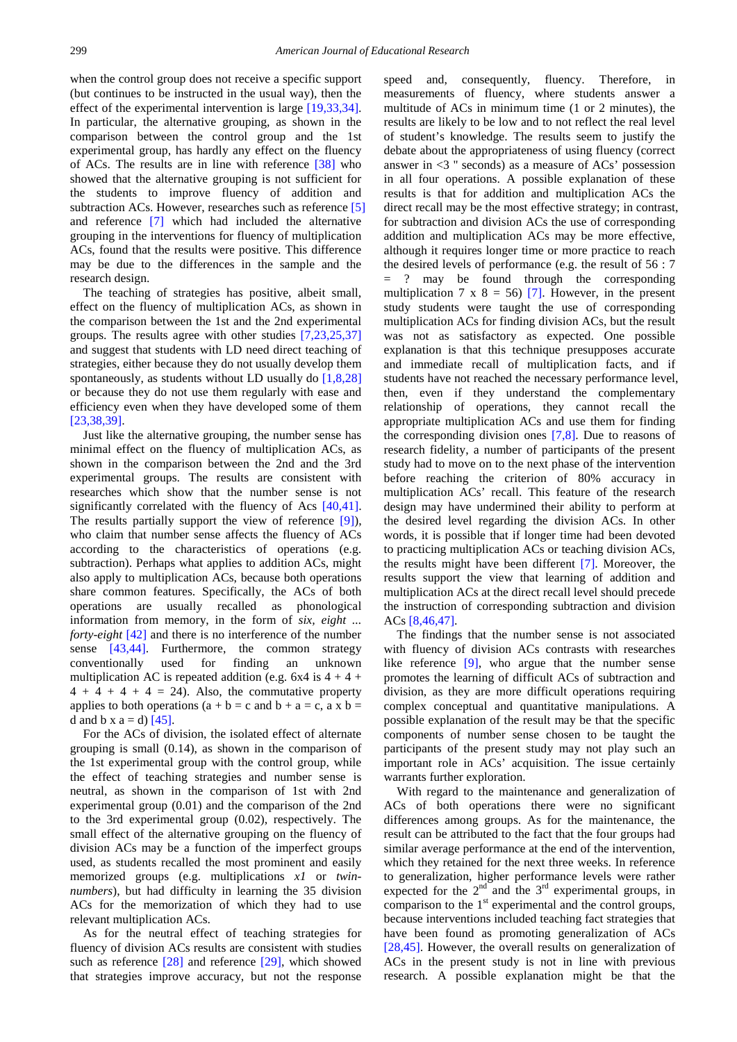when the control group does not receive a specific support (but continues to be instructed in the usual way), then the effect of the experimental intervention is large [19,33,34]. In particular, the alternative grouping, as shown in the comparison between the control group and the 1st experimental group, has hardly any effect on the fluency of ACs. The results are in line with reference [38] who showed that the alternative grouping is not sufficient for the students to improve fluency of addition and subtraction ACs. However, researches such as reference [5] and reference [7] which had included the alternative grouping in the interventions for fluency of multiplication ACs, found that the results were positive. This difference may be due to the differences in the sample and the research design.

The teaching of strategies has positive, albeit small, effect on the fluency of multiplication ACs, as shown in the comparison between the 1st and the 2nd experimental groups. The results agree with other studies [7,23,25,37] and suggest that students with LD need direct teaching of strategies, either because they do not usually develop them spontaneously, as students without LD usually do [1,8,28] or because they do not use them regularly with ease and efficiency even when they have developed some of them [23,38,39].

Just like the alternative grouping, the number sense has minimal effect on the fluency of multiplication ACs, as shown in the comparison between the 2nd and the 3rd experimental groups. The results are consistent with researches which show that the number sense is not significantly correlated with the fluency of Acs [40,41]. The results partially support the view of reference [9]), who claim that number sense affects the fluency of ACs according to the characteristics of operations (e.g. subtraction). Perhaps what applies to addition ACs, might also apply to multiplication ACs, because both operations share common features. Specifically, the ACs of both operations are usually recalled as phonological information from memory, in the form of *six, eight ... forty-eight* [42] and there is no interference of the number sense [43,44]. Furthermore, the common strategy conventionally used for finding an unknown multiplication AC is repeated addition (e.g. 6x4 is 4 + 4 + 4 + 4 + 4 + 4 = 24). Also, the commutative property applies to both operations (a + b = c and b + a = c, a x b = d and b x a = d) [45].

For the ACs of division, the isolated effect of alternate grouping is small (0.14), as shown in the comparison of the 1st experimental group with the control group, while the effect of teaching strategies and number sense is neutral, as shown in the comparison of 1st with 2nd experimental group (0.01) and the comparison of the 2nd to the 3rd experimental group (0.02), respectively. The small effect of the alternative grouping on the fluency of division ACs may be a function of the imperfect groups used, as students recalled the most prominent and easily memorized groups (e.g. multiplications *x1* or *twin-numbers*), but had difficulty in learning the 35 division ACs for the memorization of which they had to use relevant multiplication ACs.

As for the neutral effect of teaching strategies for fluency of division ACs results are consistent with studies such as reference [28] and reference [29], which showed that strategies improve accuracy, but not the response speed and, consequently, fluency. Therefore, in measurements of fluency, where students answer a multitude of ACs in minimum time (1 or 2 minutes), the results are likely to be low and to not reflect the real level of student's knowledge. The results seem to justify the debate about the appropriateness of using fluency (correct answer in <3 " seconds) as a measure of ACs' possession in all four operations. A possible explanation of these results is that for addition and multiplication ACs the direct recall may be the most effective strategy; in contrast, for subtraction and division ACs the use of corresponding addition and multiplication ACs may be more effective, although it requires longer time or more practice to reach the desired levels of performance (e.g. the result of 56 : 7 = ? may be found through the corresponding multiplication 7 x 8 = 56) [7]. However, in the present study students were taught the use of corresponding multiplication ACs for finding division ACs, but the result was not as satisfactory as expected. One possible explanation is that this technique presupposes accurate and immediate recall of multiplication facts, and if students have not reached the necessary performance level, then, even if they understand the complementary relationship of operations, they cannot recall the appropriate multiplication ACs and use them for finding the corresponding division ones [7,8]. Due to reasons of research fidelity, a number of participants of the present study had to move on to the next phase of the intervention before reaching the criterion of 80% accuracy in multiplication ACs' recall. This feature of the research design may have undermined their ability to perform at the desired level regarding the division ACs. In other words, it is possible that if longer time had been devoted to practicing multiplication ACs or teaching division ACs, the results might have been different [7]. Moreover, the results support the view that learning of addition and multiplication ACs at the direct recall level should precede the instruction of corresponding subtraction and division ACs [8,46,47].

The findings that the number sense is not associated with fluency of division ACs contrasts with researches like reference [9], who argue that the number sense promotes the learning of difficult ACs of subtraction and division, as they are more difficult operations requiring complex conceptual and quantitative manipulations. A possible explanation of the result may be that the specific components of number sense chosen to be taught the participants of the present study may not play such an important role in ACs' acquisition. The issue certainly warrants further exploration.

With regard to the maintenance and generalization of ACs of both operations there were no significant differences among groups. As for the maintenance, the result can be attributed to the fact that the four groups had similar average performance at the end of the intervention, which they retained for the next three weeks. In reference to generalization, higher performance levels were rather expected for the 2nd and the 3rd experimental groups, in comparison to the 1st experimental and the control groups, because interventions included teaching fact strategies that have been found as promoting generalization of ACs [28,45]. However, the overall results on generalization of ACs in the present study is not in line with previous research. A possible explanation might be that the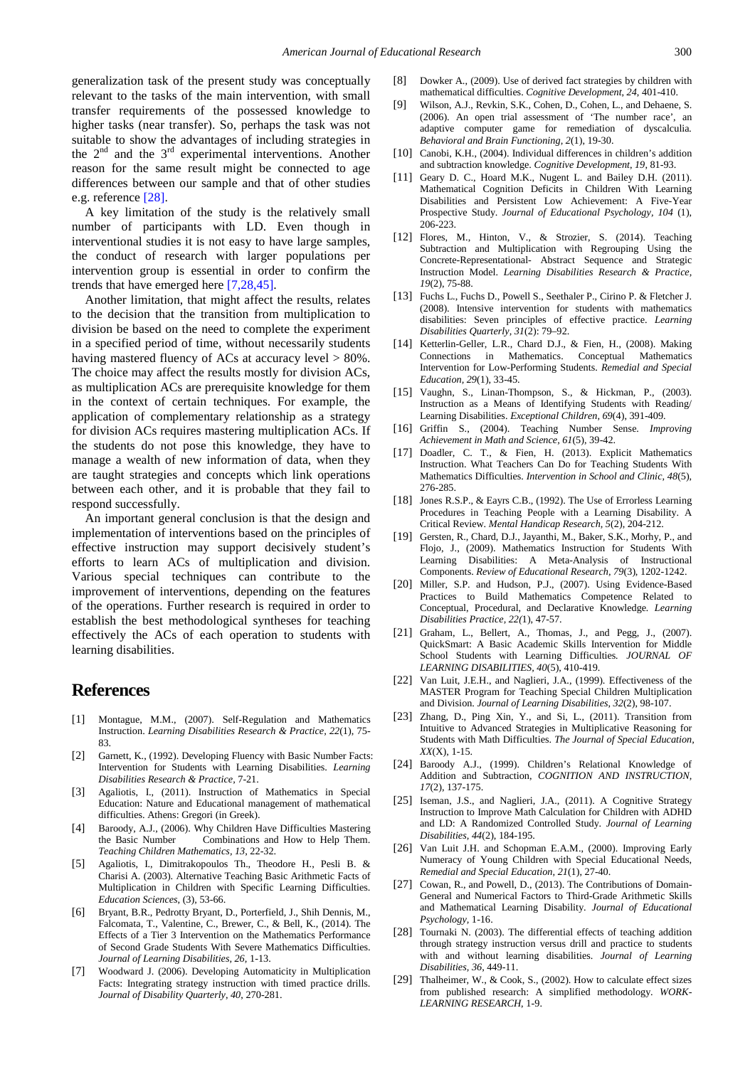generalization task of the present study was conceptually relevant to the tasks of the main intervention, with small transfer requirements of the possessed knowledge to higher tasks (near transfer). So, perhaps the task was not suitable to show the advantages of including strategies in the 2nd and the 3rd experimental interventions. Another reason for the same result might be connected to age differences between our sample and that of other studies e.g. reference [28].

A key limitation of the study is the relatively small number of participants with LD. Even though in interventional studies it is not easy to have large samples, the conduct of research with larger populations per intervention group is essential in order to confirm the trends that have emerged here [7,28,45].

Another limitation, that might affect the results, relates to the decision that the transition from multiplication to division be based on the need to complete the experiment in a specified period of time, without necessarily students having mastered fluency of ACs at accuracy level > 80%. The choice may affect the results mostly for division ACs, as multiplication ACs are prerequisite knowledge for them in the context of certain techniques. For example, the application of complementary relationship as a strategy for division ACs requires mastering multiplication ACs. If the students do not pose this knowledge, they have to manage a wealth of new information of data, when they are taught strategies and concepts which link operations between each other, and it is probable that they fail to respond successfully.

An important general conclusion is that the design and implementation of interventions based on the principles of effective instruction may support decisively student's efforts to learn ACs of multiplication and division. Various special techniques can contribute to the improvement of interventions, depending on the features of the operations. Further research is required in order to establish the best methodological syntheses for teaching effectively the ACs of each operation to students with learning disabilities.

# References

[1] Montague, M.M., (2007). Self-Regulation and Mathematics Instruction. *Learning Disabilities Research & Practice, 22*(1), 75-83.

[2] Garnett, K., (1992). Developing Fluency with Basic Number Facts: Intervention for Students with Learning Disabilities. *Learning Disabilities Research & Practice*, 7-21.

[3] Agaliotis, I., (2011). Instruction of Mathematics in Special Education: Nature and Educational management of mathematical difficulties. Athens: Gregori (in Greek).

[4] Baroody, A.J., (2006). Why Children Have Difficulties Mastering the Basic Number Combinations and How to Help Them. *Teaching Children Mathematics, 13*, 22-32.

[5] Agaliotis, I., Dimitrakopoulos Th., Theodore H., Pesli B. & Charisi A. (2003). Alternative Teaching Basic Arithmetic Facts of Multiplication in Children with Specific Learning Difficulties. *Education Sciences*, (3), 53-66.

[6] Bryant, B.R., Pedrotty Bryant, D., Porterfield, J., Shih Dennis, M., Falcomata, T., Valentine, C., Brewer, C., & Bell, K., (2014). The Effects of a Tier 3 Intervention on the Mathematics Performance of Second Grade Students With Severe Mathematics Difficulties. *Journal of Learning Disabilities, 26*, 1-13.

[7] Woodward J. (2006). Developing Automaticity in Multiplication Facts: Integrating strategy instruction with timed practice drills. *Journal of Disability Quarterly, 40*, 270-281.

[8] Dowker A., (2009). Use of derived fact strategies by children with mathematical difficulties. *Cognitive Development, 24*, 401-410.

[9] Wilson, A.J., Revkin, S.K., Cohen, D., Cohen, L., and Dehaene, S. (2006). An open trial assessment of 'The number race', an adaptive computer game for remediation of dyscalculia. *Behavioral and Brain Functioning, 2*(1), 19-30.

[10] Canobi, K.H., (2004). Individual differences in children's addition and subtraction knowledge. *Cognitive Development, 19*, 81-93.

[11] Geary D. C., Hoard M.K., Nugent L. and Bailey D.H. (2011). Mathematical Cognition Deficits in Children With Learning Disabilities and Persistent Low Achievement: A Five-Year Prospective Study. *Journal of Educational Psychology, 104* (1), 206-223.

[12] Flores, M., Hinton, V., & Strozier, S. (2014). Teaching Subtraction and Multiplication with Regrouping Using the Concrete-Representational- Abstract Sequence and Strategic Instruction Model. *Learning Disabilities Research & Practice, 19*(2), 75-88.

[13] Fuchs L., Fuchs D., Powell S., Seethaler P., Cirino P. & Fletcher J. (2008). Intensive intervention for students with mathematics disabilities: Seven principles of effective practice. *Learning Disabilities Quarterly, 31*(2): 79–92.

[14] Ketterlin-Geller, L.R., Chard D.J., & Fien, H., (2008). Making Connections in Mathematics. Conceptual Mathematics Intervention for Low-Performing Students. *Remedial and Special Education, 29*(1), 33-45.

[15] Vaughn, S., Linan-Thompson, S., & Hickman, P., (2003). Instruction as a Means of Identifying Students with Reading/ Learning Disabilities. *Exceptional Children, 69*(4), 391-409.

[16] Griffin S., (2004). Teaching Number Sense. *Improving Achievement in Math and Science, 61*(5), 39-42.

[17] Doadler, C. T., & Fien, H. (2013). Explicit Mathematics Instruction. What Teachers Can Do for Teaching Students with Mathematics Difficulties. *Intervention in School and Clinic, 48*(5), 276-285.

[18] Jones R.S.P., & Eayrs C.B., (1992). The Use of Errorless Learning Procedures in Teaching People with a Learning Disability. A Critical Review. *Mental Handicap Research, 5*(2), 204-212.

[19] Gersten, R., Chard, D.J., Jayanthi, M., Baker, S.K., Morhy, P., and Flojo, J., (2009). Mathematics Instruction for Students With Learning Disabilities: A Meta-Analysis of Instructional Components. *Review of Educational Research, 79*(3), 1202-1242.

[20] Miller, S.P. and Hudson, P.J., (2007). Using Evidence-Based Practices to Build Mathematics Competence Related to Conceptual, Procedural, and Declarative Knowledge. *Learning Disabilities Practice, 22*(1), 47-57.

[21] Graham, L., Bellert, A., Thomas, J., and Pegg, J., (2007). QuickSmart: A Basic Academic Skills Intervention for Middle School Students with Learning Difficulties. *JOURNAL OF LEARNING DISABILITIES, 40*(5), 410-419.

[22] Van Luit, J.E.H., and Naglieri, J.A., (1999). Effectiveness of the MASTER Program for Teaching Special Children Multiplication and Division. *Journal of Learning Disabilities, 32*(2), 98-107.

[23] Zhang, D., Ping Xin, Y., and Si, L., (2011). Transition from Intuitive to Advanced Strategies in Multiplicative Reasoning for Students with Math Difficulties. *The Journal of Special Education, XX*(X), 1-15.

[24] Baroody A.J., (1999). Children's Relational Knowledge of Addition and Subtraction, *COGNITION AND INSTRUCTION, 17*(2), 137-175.

[25] Iseman, J.S., and Naglieri, J.A., (2011). A Cognitive Strategy Instruction to Improve Math Calculation for Children with ADHD and LD: A Randomized Controlled Study. *Journal of Learning Disabilities, 44*(2), 184-195.

[26] Van Luit J.H. and Schopman E.A.M., (2000). Improving Early Numeracy of Young Children with Special Educational Needs, *Remedial and Special Education, 21*(1), 27-40.

[27] Cowan, R., and Powell, D., (2013). The Contributions of Domain-General and Numerical Factors to Third-Grade Arithmetic Skills and Mathematical Learning Disability. *Journal of Educational Psychology*, 1-16.

[28] Tournaki N. (2003). The differential effects of teaching addition through strategy instruction versus drill and practice to students with and without learning disabilities. *Journal of Learning Disabilities, 36*, 449-11.

[29] Thalheimer, W., & Cook, S., (2002). How to calculate effect sizes from published research: A simplified methodology. *WORK-LEARNING RESEARCH*, 1-9.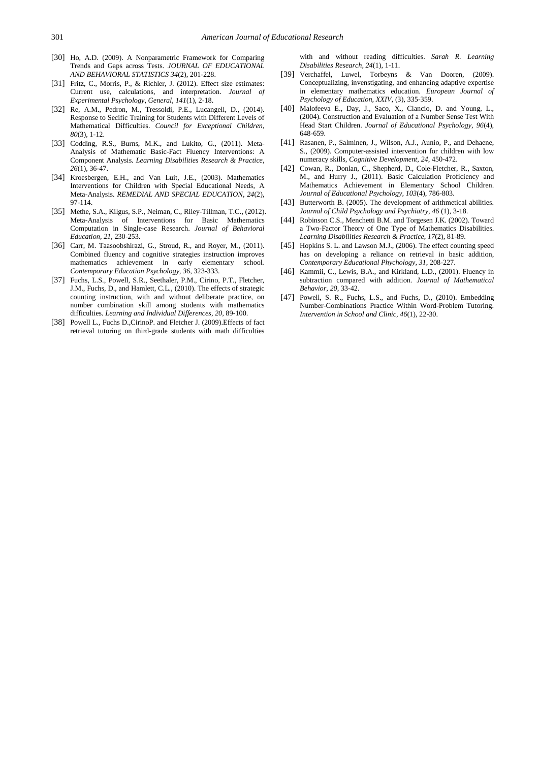[30] Ho, A.D. (2009). A Nonparametric Framework for Comparing Trends and Gaps across Tests. *JOURNAL OF EDUCATIONAL AND BEHAVIORAL STATISTICS 34*(2), 201-228.

[31] Fritz, C., Morris, P., & Richler, J. (2012). Effect size estimates: Current use, calculations, and interpretation. *Journal of Experimental Psychology, General, 141*(1), 2-18.

[32] Re, A.M., Pedron, M., Tressoldi, P.E., Lucangeli, D., (2014). Response to Secific Training for Students with Different Levels of Mathematical Difficulties. *Council for Exceptional Children, 80*(3), 1-12.

[33] Codding, R.S., Burns, M.K., and Lukito, G., (2011). Meta-Analysis of Mathematic Basic-Fact Fluency Interventions: A Component Analysis. *Learning Disabilities Research & Practice, 26*(1), 36-47.

[34] Kroesbergen, E.H., and Van Luit, J.E., (2003). Mathematics Interventions for Children with Special Educational Needs, A Meta-Analysis. *REMEDIAL AND SPECIAL EDUCATION, 24*(2), 97-114.

[35] Methe, S.A., Kilgus, S.P., Neiman, C., Riley-Tillman, T.C., (2012). Meta-Analysis of Interventions for Basic Mathematics Computation in Single-case Research. *Journal of Behavioral Education, 21*, 230-253.

[36] Carr, M. Taasoobshirazi, G., Stroud, R., and Royer, M., (2011). Combined fluency and cognitive strategies instruction improves mathematics achievement in early elementary school. *Contemporary Education Psychology, 36*, 323-333.

[37] Fuchs, L.S., Powell, S.R., Seethaler, P.M., Cirino, P.T., Fletcher, J.M., Fuchs, D., and Hamlett, C.L., (2010). The effects of strategic counting instruction, with and without deliberate practice, on number combination skill among students with mathematics difficulties. *Learning and Individual Differences, 20*, 89-100.

[38] Powell L., Fuchs D.,CirinoP. and Fletcher J. (2009).Effects of fact retrieval tutoring on third-grade students with math difficulties with and without reading difficulties. *Sarah R. Learning Disabilities Research, 24*(1), 1-11.

[39] Verchaffel, Luwel, Torbeyns & Van Dooren, (2009). Conceptualizing, invenstigating, and enhancing adaptive expertise in elementary mathematics education. *European Journal of Psychology of Education, XXIV*, (3), 335-359.

[40] Malofeeva E., Day, J., Saco, X., Ciancio, D. and Young, L., (2004). Construction and Evaluation of a Number Sense Test With Head Start Children. *Journal of Educational Psychology, 96*(4), 648-659.

[41] Rasanen, P., Salminen, J., Wilson, A.J., Aunio, P., and Dehaene, S., (2009). Computer-assisted intervention for children with low numeracy skills, *Cognitive Development, 24*, 450-472.

[42] Cowan, R., Donlan, C., Shepherd, D., Cole-Fletcher, R., Saxton, M., and Hurry J., (2011). Basic Calculation Proficiency and Mathematics Achievement in Elementary School Children. *Journal of Educational Psychology, 103*(4), 786-803.

[43] Butterworth B. (2005). The development of arithmetical abilities. *Journal of Child Psychology and Psychiatry, 46* (1), 3-18.

[44] Robinson C.S., Menchetti B.M. and Torgesen J.K. (2002). Toward a Two-Factor Theory of One Type of Mathematics Disabilities. *Learning Disabilities Research & Practice, 17*(2), 81-89.

[45] Hopkins S. L. and Lawson M.J., (2006). The effect counting speed has on developing a reliance on retrieval in basic addition, *Contemporary Educational Phychology, 31*, 208-227.

[46] Kammii, C., Lewis, B.A., and Kirkland, L.D., (2001). Fluency in subtraction compared with addition. *Journal of Mathematical Behavior, 20*, 33-42.

[47] Powell, S. R., Fuchs, L.S., and Fuchs, D., (2010). Embedding Number-Combinations Practice Within Word-Problem Tutoring. *Intervention in School and Clinic, 46*(1), 22-30.